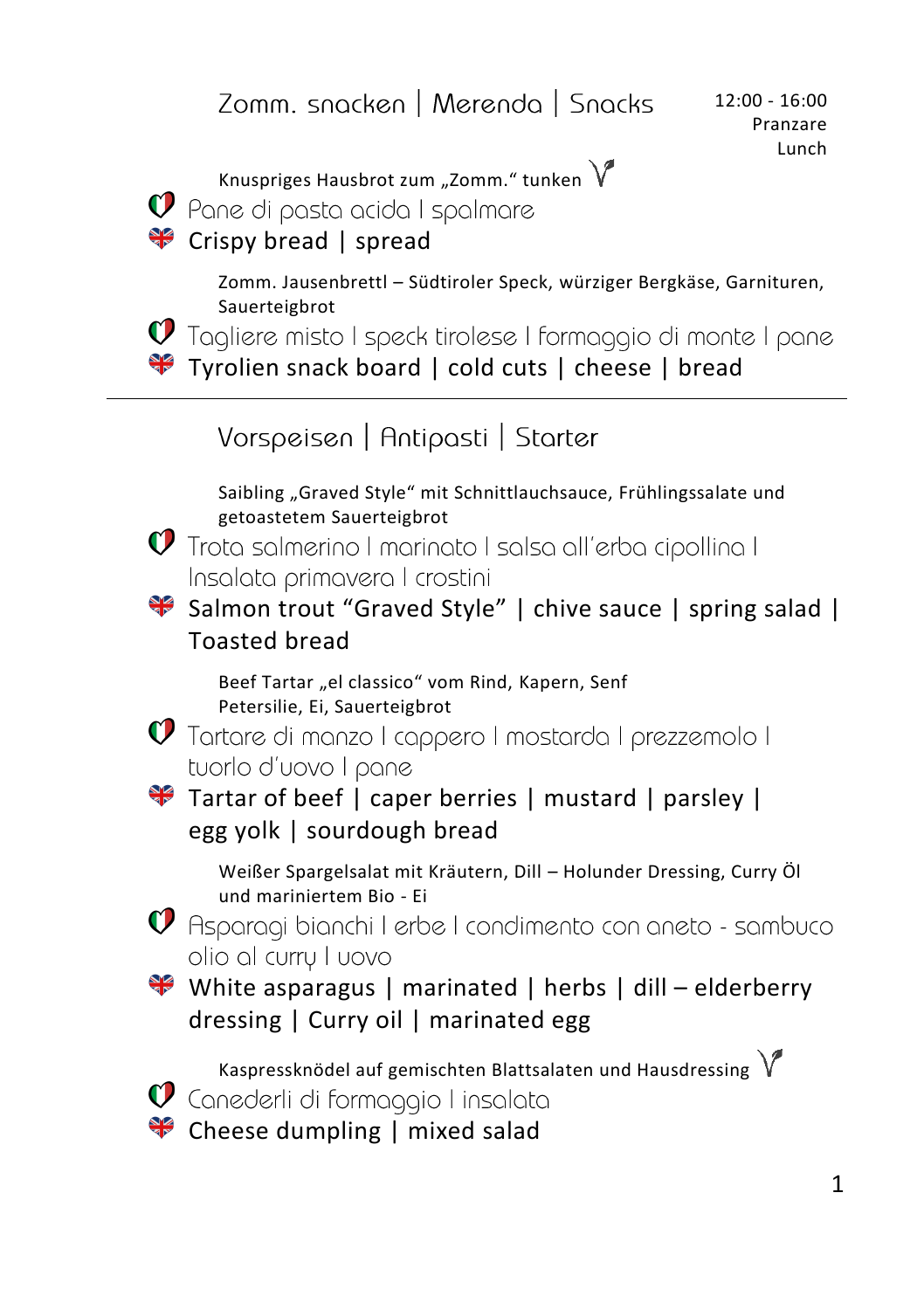## Zomm. snacken | Merenda | Snacks

12:00 - 16:00
Pranzare
Lunch

Knuspriges Hausbrot zum „Zomm." tunken
Pane di pasta acida I spalmare
Crispy bread | spread

Zomm. Jausenbrettl – Südtiroler Speck, würziger Bergkäse, Garnituren, Sauerteigbrot
Tagliere misto I speck tirolese I formaggio di monte I pane
Tyrolien snack board | cold cuts | cheese | bread

---

## Vorspeisen | Antipasti | Starter

Saibling „Graved Style" mit Schnittlauchsauce, Frühlingssalate und getoastetem Sauerteigbrot
Trota salmerino I marinato I salsa all'erba cipollina I Insalata primavera I crostini
Salmon trout "Graved Style" | chive sauce | spring salad | Toasted bread

Beef Tartar „el classico" vom Rind, Kapern, Senf Petersilie, Ei, Sauerteigbrot
Tartare di manzo I cappero I mostarda I prezzemolo I tuorlo d'uovo I pane
Tartar of beef | caper berries | mustard | parsley | egg yolk | sourdough bread

Weißer Spargelsalat mit Kräutern, Dill – Holunder Dressing, Curry Öl und mariniertem Bio - Ei
Asparagi bianchi I erbe I condimento con aneto - sambuco olio al curry I uovo
White asparagus | marinated | herbs | dill – elderberry dressing | Curry oil | marinated egg

Kaspressknödel auf gemischten Blattsalaten und Hausdressing
Canederli di formaggio I insalata
Cheese dumpling | mixed salad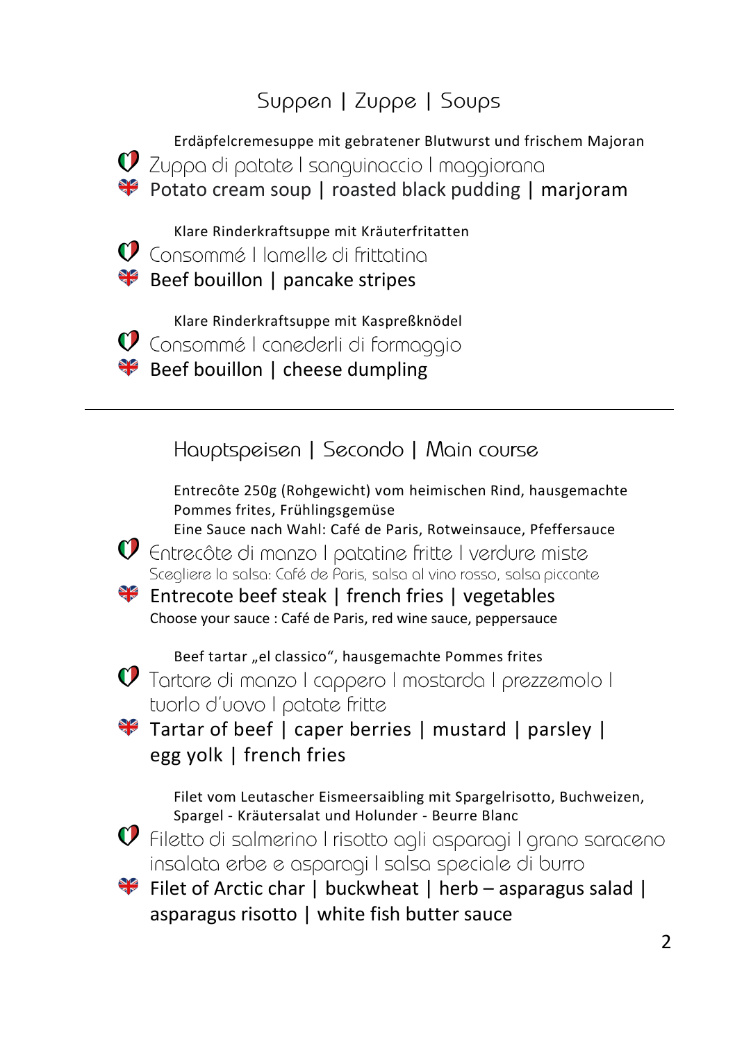## Suppen | Zuppe | Soups

Erdäpfelcremesuppe mit gebratener Blutwurst und frischem Majoran

Zuppa di patate | sanguinaccio | maggiorana

Potato cream soup | roasted black pudding | marjoram

Klare Rinderkraftsuppe mit Kräuterfritatten

Consommé | lamelle di frittatina

Beef bouillon | pancake stripes

Klare Rinderkraftsuppe mit Kaspreßknödel

Consommé | canederli di formaggio

Beef bouillon | cheese dumpling

---

## Hauptspeisen | Secondo | Main course

Entrecôte 250g (Rohgewicht) vom heimischen Rind, hausgemachte Pommes frites, Frühlingsgemüse
Eine Sauce nach Wahl: Café de Paris, Rotweinsauce, Pfeffersauce

Entrecôte di manzo | patatine fritte | verdure miste
Scegliere la salsa: Café de Paris, salsa al vino rosso, salsa piccante

Entrecote beef steak | french fries | vegetables
Choose your sauce : Café de Paris, red wine sauce, peppersauce

Beef tartar „el classico", hausgemachte Pommes frites

Tartare di manzo | cappero | mostarda | prezzemolo | tuorlo d'uovo | patate fritte

Tartar of beef | caper berries | mustard | parsley | egg yolk | french fries

Filet vom Leutascher Eismeersaibling mit Spargelrisotto, Buchweizen, Spargel - Kräutersalat und Holunder - Beurre Blanc

Filetto di salmerino | risotto agli asparagi | grano saraceno insalata erbe e asparagi | salsa speciale di burro

Filet of Arctic char | buckwheat | herb – asparagus salad | asparagus risotto | white fish butter sauce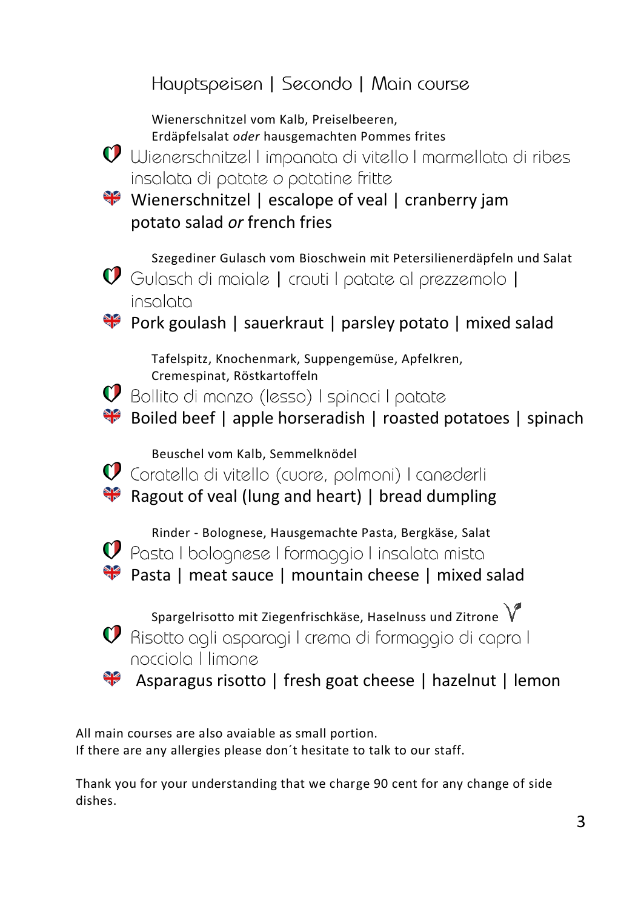## Hauptspeisen | Secondo | Main course

Wienerschnitzel vom Kalb, Preiselbeeren,
Erdäpfelsalat *oder* hausgemachten Pommes frites

Wienerschnitzel | impanata di vitello | marmellata di ribes
insalata di patate *o* patatine fritte

Wienerschnitzel | escalope of veal | cranberry jam
potato salad *or* french fries

Szegediner Gulasch vom Bioschwein mit Petersilienerdäpfeln und Salat

Gulasch di maiale | crauti | patate al prezzemolo |
insalata

Pork goulash | sauerkraut | parsley potato | mixed salad

Tafelspitz, Knochenmark, Suppengemüse, Apfelkren,
Cremespinat, Röstkartoffeln

Bollito di manzo (lesso) | spinaci | patate

Boiled beef | apple horseradish | roasted potatoes | spinach

Beuschel vom Kalb, Semmelknödel

Coratella di vitello (cuore, polmoni) | canederli

Ragout of veal (lung and heart) | bread dumpling

Rinder - Bolognese, Hausgemachte Pasta, Bergkäse, Salat

Pasta | bolognese | formaggio | insalata mista

Pasta | meat sauce | mountain cheese | mixed salad

Spargelrisotto mit Ziegenfrischkäse, Haselnuss und Zitrone

Risotto agli asparagi | crema di formaggio di capra |
nocciola | limone

Asparagus risotto | fresh goat cheese | hazelnut | lemon

All main courses are also avaiable as small portion.
If there are any allergies please don´t hesitate to talk to our staff.

Thank you for your understanding that we charge 90 cent for any change of side dishes.